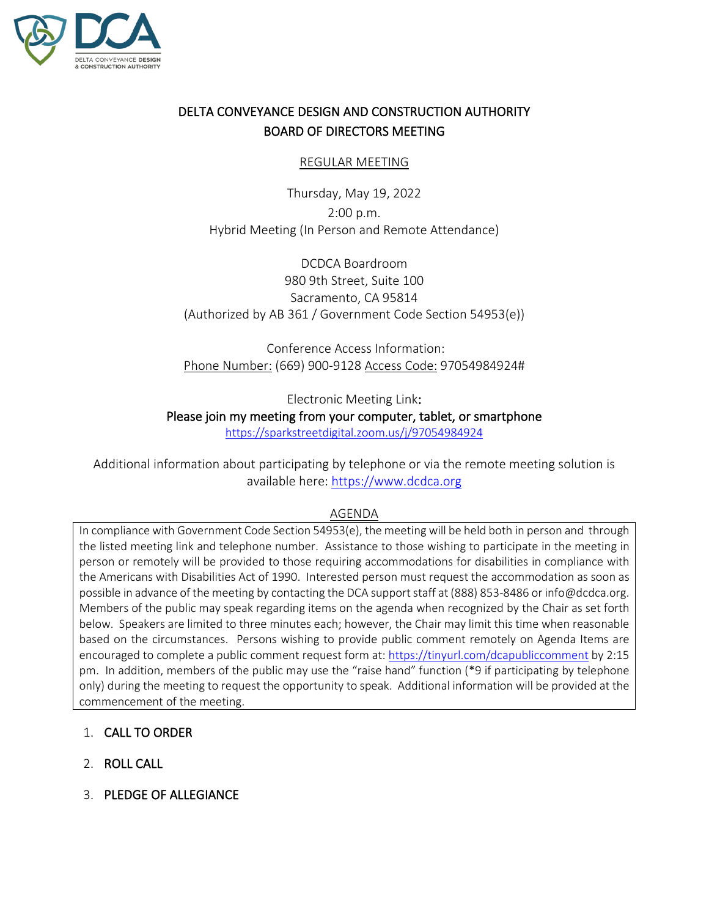DELTA CONVEYANCE DESIGN & CONSTRUCTION AUTHORITY

# DELTA CONVEYANCE DESIGN AND CONSTRUCTION AUTHORITY
# BOARD OF DIRECTORS MEETING

REGULAR MEETING

Thursday, May 19, 2022

2:00 p.m.

Hybrid Meeting (In Person and Remote Attendance)

DCDCA Boardroom
980 9th Street, Suite 100
Sacramento, CA 95814
(Authorized by AB 361 / Government Code Section 54953(e))

Conference Access Information:
Phone Number: (669) 900-9128 Access Code: 97054984924#

Electronic Meeting Link:
**Please join my meeting from your computer, tablet, or smartphone**
https://sparkstreetdigital.zoom.us/j/97054984924

Additional information about participating by telephone or via the remote meeting solution is available here: https://www.dcdca.org

AGENDA

In compliance with Government Code Section 54953(e), the meeting will be held both in person and through the listed meeting link and telephone number. Assistance to those wishing to participate in the meeting in person or remotely will be provided to those requiring accommodations for disabilities in compliance with the Americans with Disabilities Act of 1990. Interested person must request the accommodation as soon as possible in advance of the meeting by contacting the DCA support staff at (888) 853-8486 or info@dcdca.org. Members of the public may speak regarding items on the agenda when recognized by the Chair as set forth below. Speakers are limited to three minutes each; however, the Chair may limit this time when reasonable based on the circumstances. Persons wishing to provide public comment remotely on Agenda Items are encouraged to complete a public comment request form at: https://tinyurl.com/dcapubliccomment by 2:15 pm. In addition, members of the public may use the "raise hand" function (*9 if participating by telephone only) during the meeting to request the opportunity to speak. Additional information will be provided at the commencement of the meeting.

1. CALL TO ORDER
2. ROLL CALL
3. PLEDGE OF ALLEGIANCE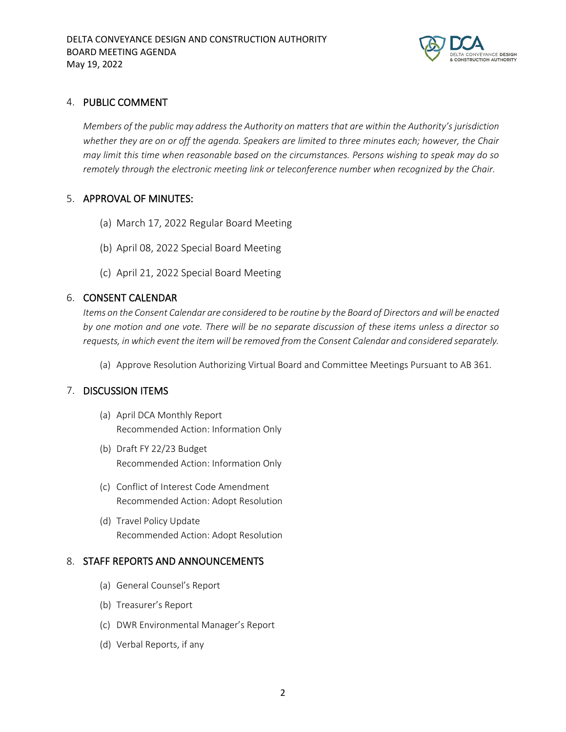## 4. PUBLIC COMMENT

*Members of the public may address the Authority on matters that are within the Authority's jurisdiction whether they are on or off the agenda. Speakers are limited to three minutes each; however, the Chair may limit this time when reasonable based on the circumstances. Persons wishing to speak may do so remotely through the electronic meeting link or teleconference number when recognized by the Chair.*

## 5. APPROVAL OF MINUTES:

(a) March 17, 2022 Regular Board Meeting

(b) April 08, 2022 Special Board Meeting

(c) April 21, 2022 Special Board Meeting

## 6. CONSENT CALENDAR

*Items on the Consent Calendar are considered to be routine by the Board of Directors and will be enacted by one motion and one vote. There will be no separate discussion of these items unless a director so requests, in which event the item will be removed from the Consent Calendar and considered separately.*

(a) Approve Resolution Authorizing Virtual Board and Committee Meetings Pursuant to AB 361.

## 7. DISCUSSION ITEMS

(a) April DCA Monthly Report
Recommended Action: Information Only

(b) Draft FY 22/23 Budget
Recommended Action: Information Only

(c) Conflict of Interest Code Amendment
Recommended Action: Adopt Resolution

(d) Travel Policy Update
Recommended Action: Adopt Resolution

## 8. STAFF REPORTS AND ANNOUNCEMENTS

(a) General Counsel's Report

(b) Treasurer's Report

(c) DWR Environmental Manager's Report

(d) Verbal Reports, if any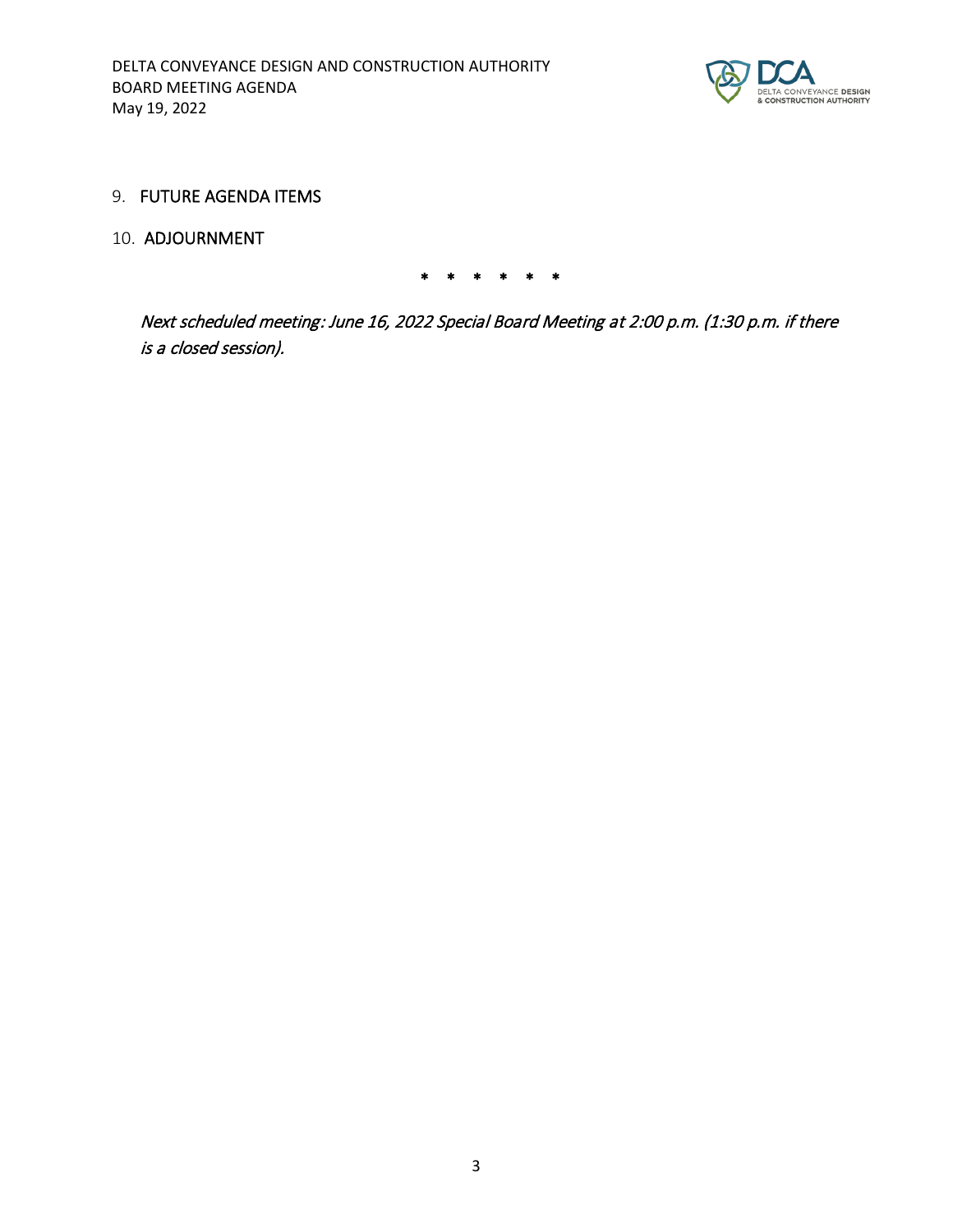9. FUTURE AGENDA ITEMS

10. ADJOURNMENT

\* \* \* \* \* \*

*Next scheduled meeting: June 16, 2022 Special Board Meeting at 2:00 p.m. (1:30 p.m. if there is a closed session).*